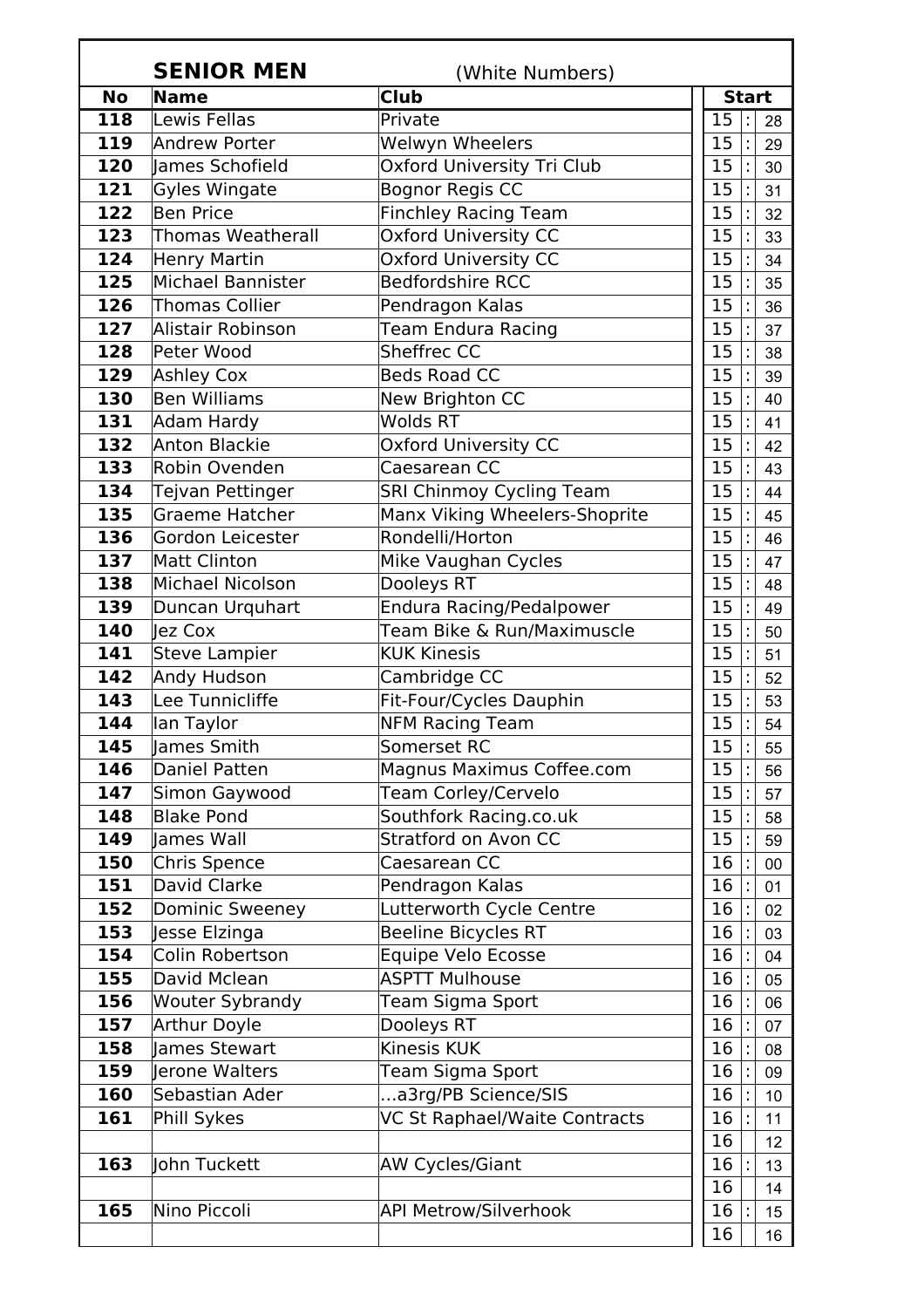## SENIOR MEN (White Numbers)

| No | Name | Club | Start |
|---|---|---|---|
| 118 | Lewis Fellas | Private | 15 : 28 |
| 119 | Andrew Porter | Welwyn Wheelers | 15 : 29 |
| 120 | James Schofield | Oxford University Tri Club | 15 : 30 |
| 121 | Gyles Wingate | Bognor Regis CC | 15 : 31 |
| 122 | Ben Price | Finchley Racing Team | 15 : 32 |
| 123 | Thomas Weatherall | Oxford University CC | 15 : 33 |
| 124 | Henry Martin | Oxford University CC | 15 : 34 |
| 125 | Michael Bannister | Bedfordshire RCC | 15 : 35 |
| 126 | Thomas Collier | Pendragon Kalas | 15 : 36 |
| 127 | Alistair Robinson | Team Endura Racing | 15 : 37 |
| 128 | Peter Wood | Sheffrec CC | 15 : 38 |
| 129 | Ashley Cox | Beds Road CC | 15 : 39 |
| 130 | Ben Williams | New Brighton CC | 15 : 40 |
| 131 | Adam Hardy | Wolds RT | 15 : 41 |
| 132 | Anton Blackie | Oxford University CC | 15 : 42 |
| 133 | Robin Ovenden | Caesarean CC | 15 : 43 |
| 134 | Tejvan Pettinger | SRI Chinmoy Cycling Team | 15 : 44 |
| 135 | Graeme Hatcher | Manx Viking Wheelers-Shoprite | 15 : 45 |
| 136 | Gordon Leicester | Rondelli/Horton | 15 : 46 |
| 137 | Matt Clinton | Mike Vaughan Cycles | 15 : 47 |
| 138 | Michael Nicolson | Dooleys RT | 15 : 48 |
| 139 | Duncan Urquhart | Endura Racing/Pedalpower | 15 : 49 |
| 140 | Jez Cox | Team Bike & Run/Maximuscle | 15 : 50 |
| 141 | Steve Lampier | KUK Kinesis | 15 : 51 |
| 142 | Andy Hudson | Cambridge CC | 15 : 52 |
| 143 | Lee Tunnicliffe | Fit-Four/Cycles Dauphin | 15 : 53 |
| 144 | Ian Taylor | NFM Racing Team | 15 : 54 |
| 145 | James Smith | Somerset RC | 15 : 55 |
| 146 | Daniel Patten | Magnus Maximus Coffee.com | 15 : 56 |
| 147 | Simon Gaywood | Team Corley/Cervelo | 15 : 57 |
| 148 | Blake Pond | Southfork Racing.co.uk | 15 : 58 |
| 149 | James Wall | Stratford on Avon CC | 15 : 59 |
| 150 | Chris Spence | Caesarean CC | 16 : 00 |
| 151 | David Clarke | Pendragon Kalas | 16 : 01 |
| 152 | Dominic Sweeney | Lutterworth Cycle Centre | 16 : 02 |
| 153 | Jesse Elzinga | Beeline Bicycles RT | 16 : 03 |
| 154 | Colin Robertson | Equipe Velo Ecosse | 16 : 04 |
| 155 | David Mclean | ASPTT Mulhouse | 16 : 05 |
| 156 | Wouter Sybrandy | Team Sigma Sport | 16 : 06 |
| 157 | Arthur Doyle | Dooleys RT | 16 : 07 |
| 158 | James Stewart | Kinesis KUK | 16 : 08 |
| 159 | Jerone Walters | Team Sigma Sport | 16 : 09 |
| 160 | Sebastian Ader | ...a3rg/PB Science/SIS | 16 : 10 |
| 161 | Phill Sykes | VC St Raphael/Waite Contracts | 16 : 11 |
| | | | 16 12 |
| 163 | John Tuckett | AW Cycles/Giant | 16 : 13 |
| | | | 16 14 |
| 165 | Nino Piccoli | API Metrow/Silverhook | 16 : 15 |
| | | | 16 16 |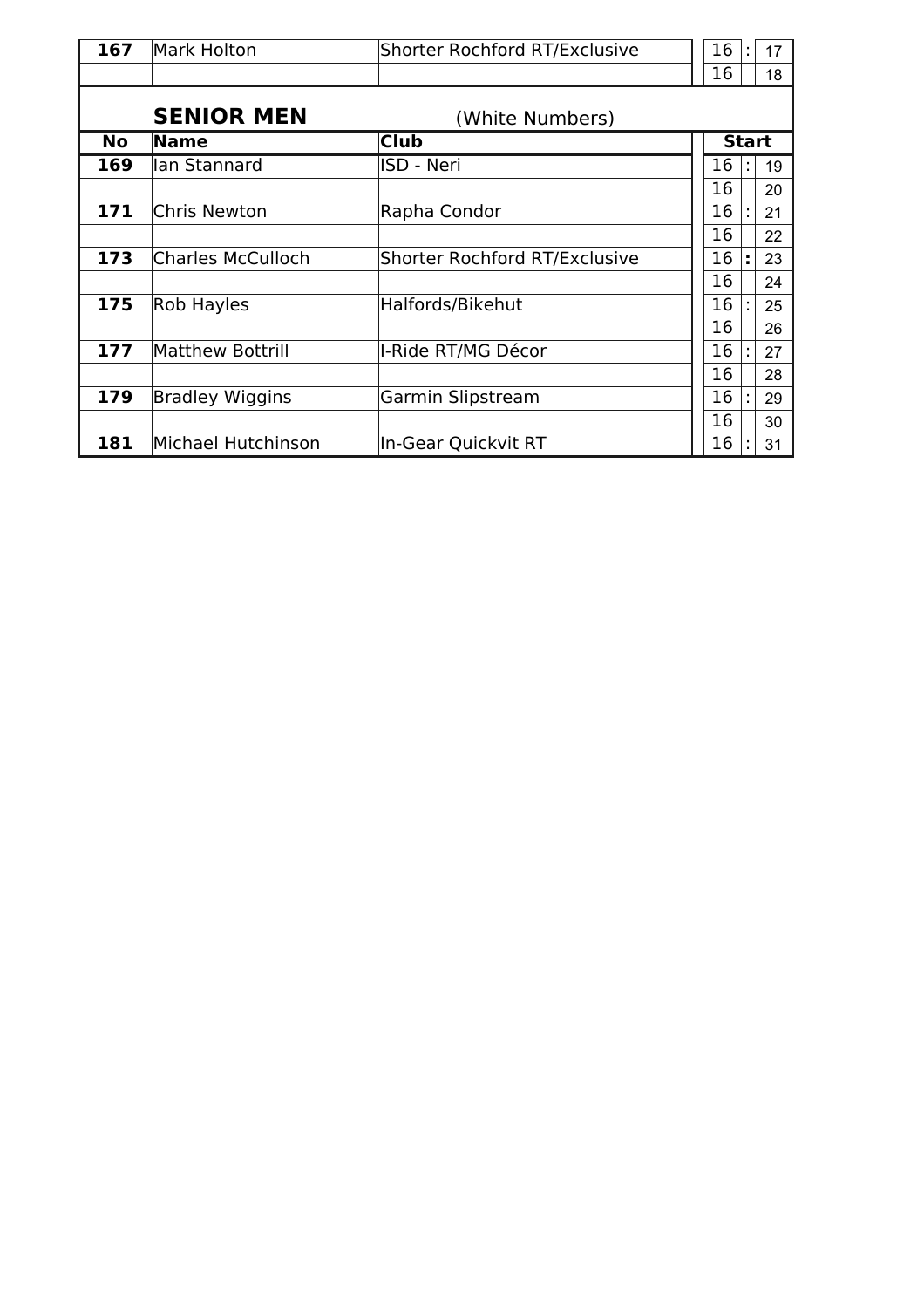| | | | |
|---|---|---|---|
| **167** | Mark Holton | Shorter Rochford RT/Exclusive | 16 : 17 |
| | | | 16 18 |

## SENIOR MEN

(White Numbers)

| No | Name | Club | Start |
|---|---|---|---|
| **169** | Ian Stannard | ISD - Neri | 16 : 19 |
| | | | 16 20 |
| **171** | Chris Newton | Rapha Condor | 16 : 21 |
| | | | 16 22 |
| **173** | Charles McCulloch | Shorter Rochford RT/Exclusive | 16 : 23 |
| | | | 16 24 |
| **175** | Rob Hayles | Halfords/Bikehut | 16 : 25 |
| | | | 16 26 |
| **177** | Matthew Bottrill | I-Ride RT/MG Décor | 16 : 27 |
| | | | 16 28 |
| **179** | Bradley Wiggins | Garmin Slipstream | 16 : 29 |
| | | | 16 30 |
| **181** | Michael Hutchinson | In-Gear Quickvit RT | 16 : 31 |